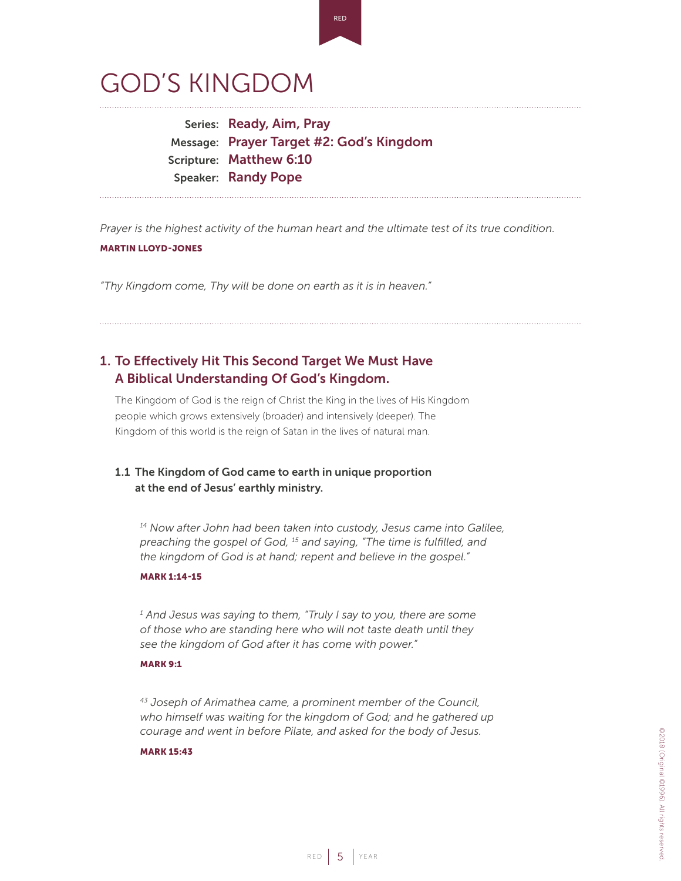# GOD'S KINGDOM

**Series:** Ready, Aim, Pray
**Message:** Prayer Target #2: God's Kingdom
**Scripture:** Matthew 6:10
**Speaker:** Randy Pope

*Prayer is the highest activity of the human heart and the ultimate test of its true condition.*

**MARTIN LLOYD-JONES**

*"Thy Kingdom come, Thy will be done on earth as it is in heaven."*

## 1. To Effectively Hit This Second Target We Must Have A Biblical Understanding Of God's Kingdom.

The Kingdom of God is the reign of Christ the King in the lives of His Kingdom people which grows extensively (broader) and intensively (deeper). The Kingdom of this world is the reign of Satan in the lives of natural man.

### 1.1 The Kingdom of God came to earth in unique proportion at the end of Jesus' earthly ministry.

*[14] Now after John had been taken into custody, Jesus came into Galilee, preaching the gospel of God, [15] and saying, "The time is fulfilled, and the kingdom of God is at hand; repent and believe in the gospel."*

**MARK 1:14-15**

*[1] And Jesus was saying to them, "Truly I say to you, there are some of those who are standing here who will not taste death until they see the kingdom of God after it has come with power."*

**MARK 9:1**

*[43] Joseph of Arimathea came, a prominent member of the Council, who himself was waiting for the kingdom of God; and he gathered up courage and went in before Pilate, and asked for the body of Jesus.*

**MARK 15:43**

©2018 (Original ©1996). All rights reserved.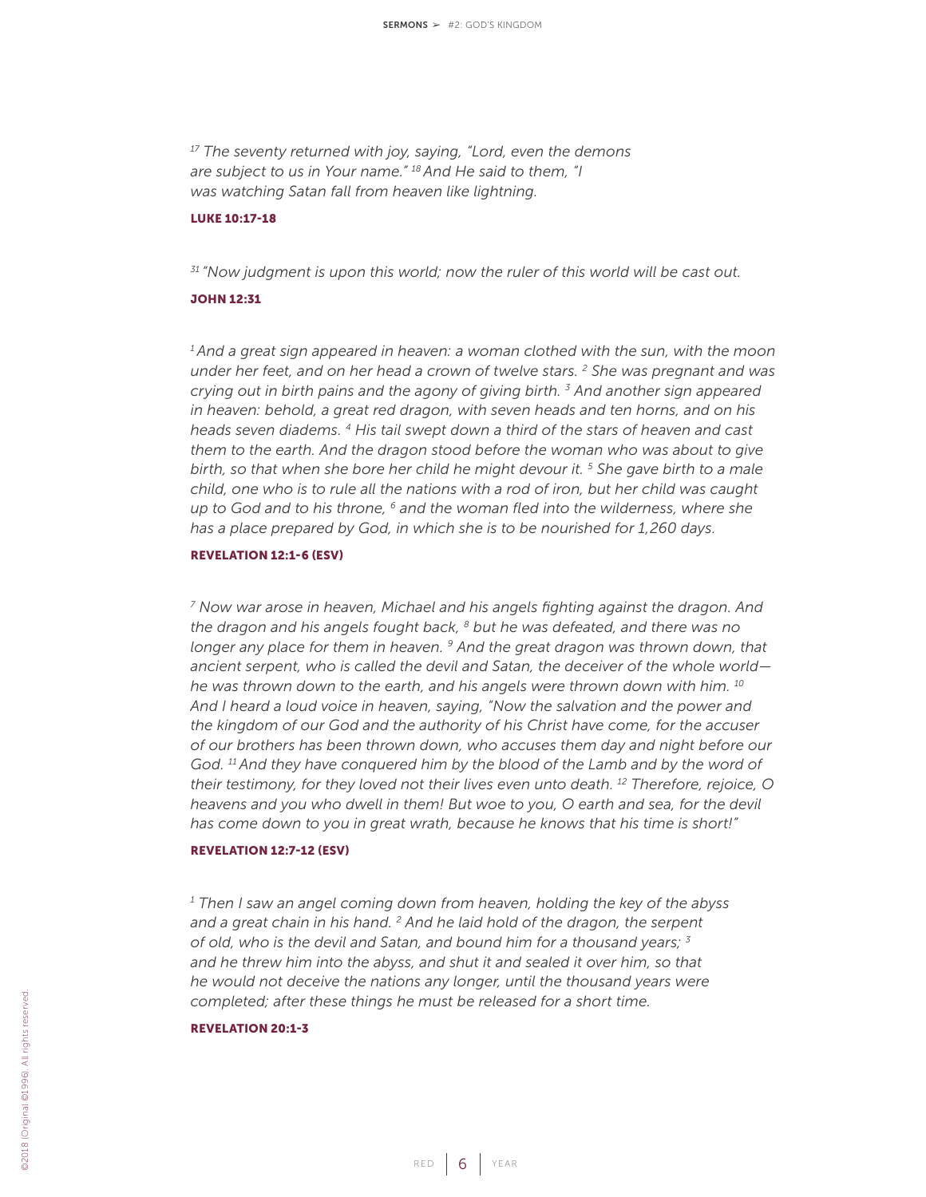*[17] The seventy returned with joy, saying, "Lord, even the demons are subject to us in Your name." [18] And He said to them, "I was watching Satan fall from heaven like lightning.*

**LUKE 10:17-18**

*[31] "Now judgment is upon this world; now the ruler of this world will be cast out.*

**JOHN 12:31**

*[1] And a great sign appeared in heaven: a woman clothed with the sun, with the moon under her feet, and on her head a crown of twelve stars. [2] She was pregnant and was crying out in birth pains and the agony of giving birth. [3] And another sign appeared in heaven: behold, a great red dragon, with seven heads and ten horns, and on his heads seven diadems. [4] His tail swept down a third of the stars of heaven and cast them to the earth. And the dragon stood before the woman who was about to give birth, so that when she bore her child he might devour it. [5] She gave birth to a male child, one who is to rule all the nations with a rod of iron, but her child was caught up to God and to his throne, [6] and the woman fled into the wilderness, where she has a place prepared by God, in which she is to be nourished for 1,260 days.*

**REVELATION 12:1-6 (ESV)**

*[7] Now war arose in heaven, Michael and his angels fighting against the dragon. And the dragon and his angels fought back, [8] but he was defeated, and there was no longer any place for them in heaven. [9] And the great dragon was thrown down, that ancient serpent, who is called the devil and Satan, the deceiver of the whole world—he was thrown down to the earth, and his angels were thrown down with him. [10] And I heard a loud voice in heaven, saying, "Now the salvation and the power and the kingdom of our God and the authority of his Christ have come, for the accuser of our brothers has been thrown down, who accuses them day and night before our God. [11] And they have conquered him by the blood of the Lamb and by the word of their testimony, for they loved not their lives even unto death. [12] Therefore, rejoice, O heavens and you who dwell in them! But woe to you, O earth and sea, for the devil has come down to you in great wrath, because he knows that his time is short!"*

**REVELATION 12:7-12 (ESV)**

*[1] Then I saw an angel coming down from heaven, holding the key of the abyss and a great chain in his hand. [2] And he laid hold of the dragon, the serpent of old, who is the devil and Satan, and bound him for a thousand years; [3] and he threw him into the abyss, and shut it and sealed it over him, so that he would not deceive the nations any longer, until the thousand years were completed; after these things he must be released for a short time.*

**REVELATION 20:1-3**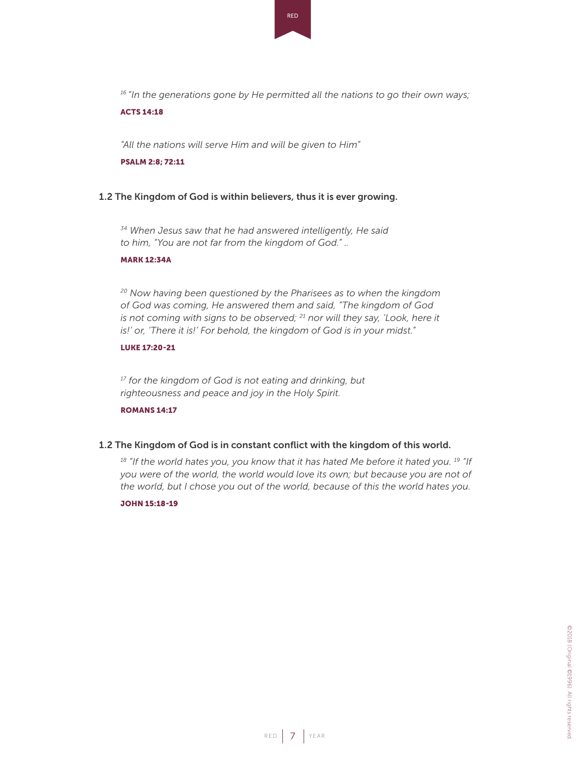*[16] "In the generations gone by He permitted all the nations to go their own ways;*

**ACTS 14:18**

*"All the nations will serve Him and will be given to Him"*

**PSALM 2:8; 72:11**

### 1.2 The Kingdom of God is within believers, thus it is ever growing.

*[34] When Jesus saw that he had answered intelligently, He said to him, "You are not far from the kingdom of God." ..*

**MARK 12:34A**

*[20] Now having been questioned by the Pharisees as to when the kingdom of God was coming, He answered them and said, "The kingdom of God is not coming with signs to be observed; [21] nor will they say, 'Look, here it is!' or, 'There it is!' For behold, the kingdom of God is in your midst."*

**LUKE 17:20-21**

*[17] for the kingdom of God is not eating and drinking, but righteousness and peace and joy in the Holy Spirit.*

**ROMANS 14:17**

### 1.2 The Kingdom of God is in constant conflict with the kingdom of this world.

*[18] "If the world hates you, you know that it has hated Me before it hated you. [19] "If you were of the world, the world would love its own; but because you are not of the world, but I chose you out of the world, because of this the world hates you.*

**JOHN 15:18-19**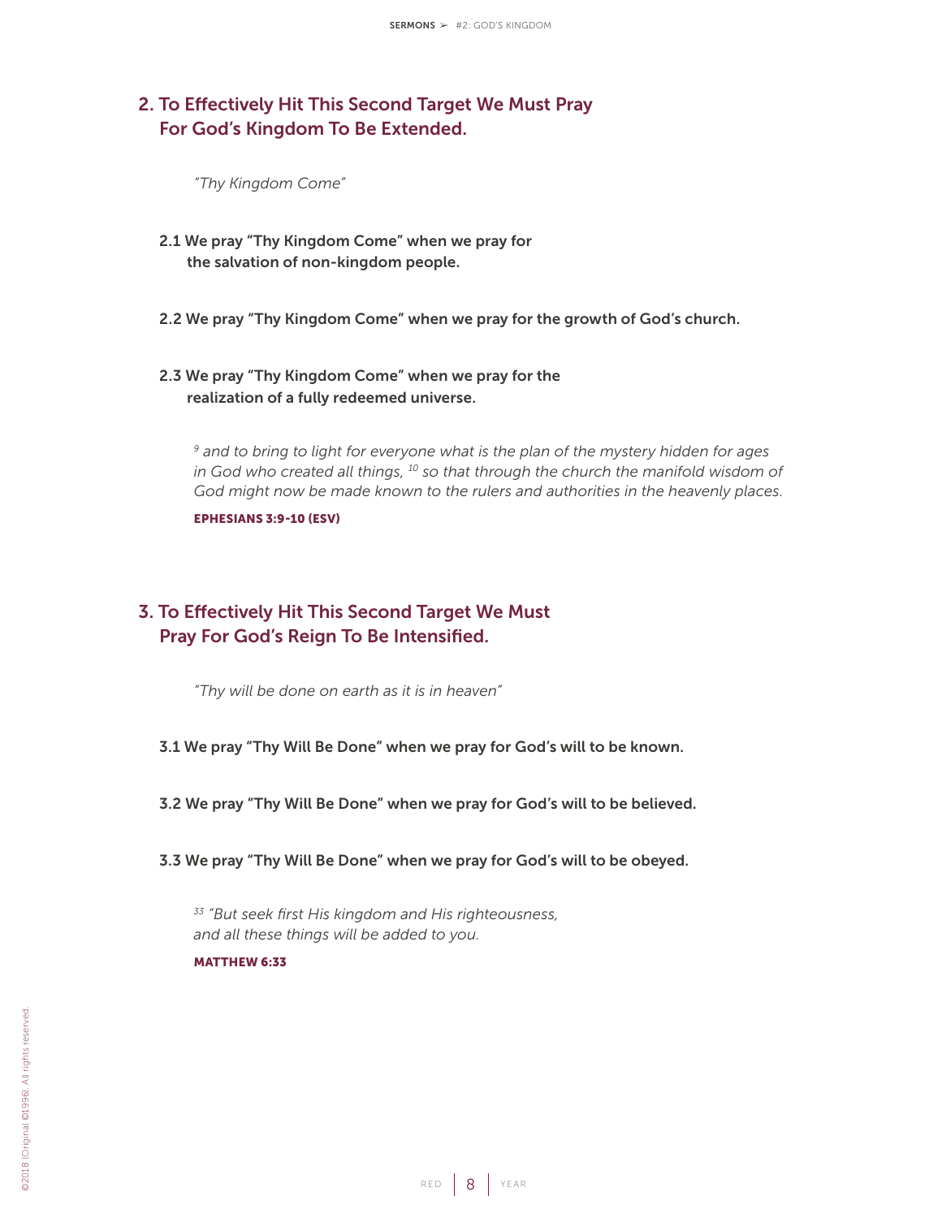## 2. To Effectively Hit This Second Target We Must Pray For God's Kingdom To Be Extended.

*"Thy Kingdom Come"*

**2.1 We pray "Thy Kingdom Come" when we pray for the salvation of non-kingdom people.**

**2.2 We pray "Thy Kingdom Come" when we pray for the growth of God's church.**

**2.3 We pray "Thy Kingdom Come" when we pray for the realization of a fully redeemed universe.**

*[9] and to bring to light for everyone what is the plan of the mystery hidden for ages in God who created all things, [10] so that through the church the manifold wisdom of God might now be made known to the rulers and authorities in the heavenly places.*

**EPHESIANS 3:9-10 (ESV)**

## 3. To Effectively Hit This Second Target We Must Pray For God's Reign To Be Intensified.

*"Thy will be done on earth as it is in heaven"*

**3.1 We pray "Thy Will Be Done" when we pray for God's will to be known.**

**3.2 We pray "Thy Will Be Done" when we pray for God's will to be believed.**

**3.3 We pray "Thy Will Be Done" when we pray for God's will to be obeyed.**

*[33] "But seek first His kingdom and His righteousness, and all these things will be added to you.*

**MATTHEW 6:33**